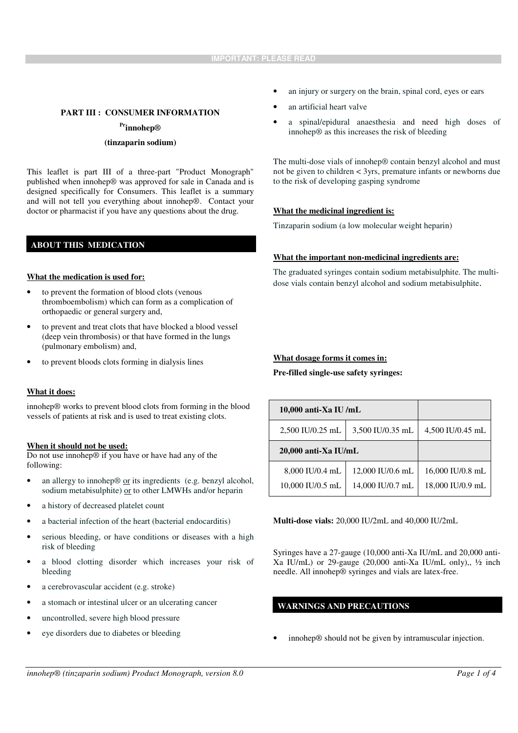IMPORTANT: PLEASE READ

## PART III : CONSUMER INFORMATION

**Prinnohep®**

**(tinzaparin sodium)**

This leaflet is part III of a three-part "Product Monograph" published when innohep® was approved for sale in Canada and is designed specifically for Consumers. This leaflet is a summary and will not tell you everything about innohep®. Contact your doctor or pharmacist if you have any questions about the drug.

## ABOUT THIS MEDICATION

**What the medication is used for:**

- to prevent the formation of blood clots (venous thromboembolism) which can form as a complication of orthopaedic or general surgery and,
- to prevent and treat clots that have blocked a blood vessel (deep vein thrombosis) or that have formed in the lungs (pulmonary embolism) and,
- to prevent bloods clots forming in dialysis lines

**What it does:**

innohep® works to prevent blood clots from forming in the blood vessels of patients at risk and is used to treat existing clots.

**When it should not be used:**

Do not use innohep® if you have or have had any of the following:

- an allergy to innohep® or its ingredients (e.g. benzyl alcohol, sodium metabisulphite) or to other LMWHs and/or heparin
- a history of decreased platelet count
- a bacterial infection of the heart (bacterial endocarditis)
- serious bleeding, or have conditions or diseases with a high risk of bleeding
- a blood clotting disorder which increases your risk of bleeding
- a cerebrovascular accident (e.g. stroke)
- a stomach or intestinal ulcer or an ulcerating cancer
- uncontrolled, severe high blood pressure
- eye disorders due to diabetes or bleeding
- an injury or surgery on the brain, spinal cord, eyes or ears
- an artificial heart valve
- a spinal/epidural anaesthesia and need high doses of innohep® as this increases the risk of bleeding

The multi-dose vials of innohep® contain benzyl alcohol and must not be given to children < 3yrs, premature infants or newborns due to the risk of developing gasping syndrome

**What the medicinal ingredient is:**

Tinzaparin sodium (a low molecular weight heparin)

**What the important non-medicinal ingredients are:**

The graduated syringes contain sodium metabisulphite. The multi-dose vials contain benzyl alcohol and sodium metabisulphite.

**What dosage forms it comes in:**

**Pre-filled single-use safety syringes:**

| 10,000 anti-Xa IU /mL | | |
|---|---|---|
| 2,500 IU/0.25 mL | 3,500 IU/0.35 mL | 4,500 IU/0.45 mL |
| **20,000 anti-Xa IU/mL** | | |
| 8,000 IU/0.4 mL<br>10,000 IU/0.5 mL | 12,000 IU/0.6 mL<br>14,000 IU/0.7 mL | 16,000 IU/0.8 mL<br>18,000 IU/0.9 mL |

**Multi-dose vials:** 20,000 IU/2mL and 40,000 IU/2mL

Syringes have a 27-gauge (10,000 anti-Xa IU/mL and 20,000 anti-Xa IU/mL) or 29-gauge (20,000 anti-Xa IU/mL only),, ½ inch needle. All innohep® syringes and vials are latex-free.

## WARNINGS AND PRECAUTIONS

- innohep® should not be given by intramuscular injection.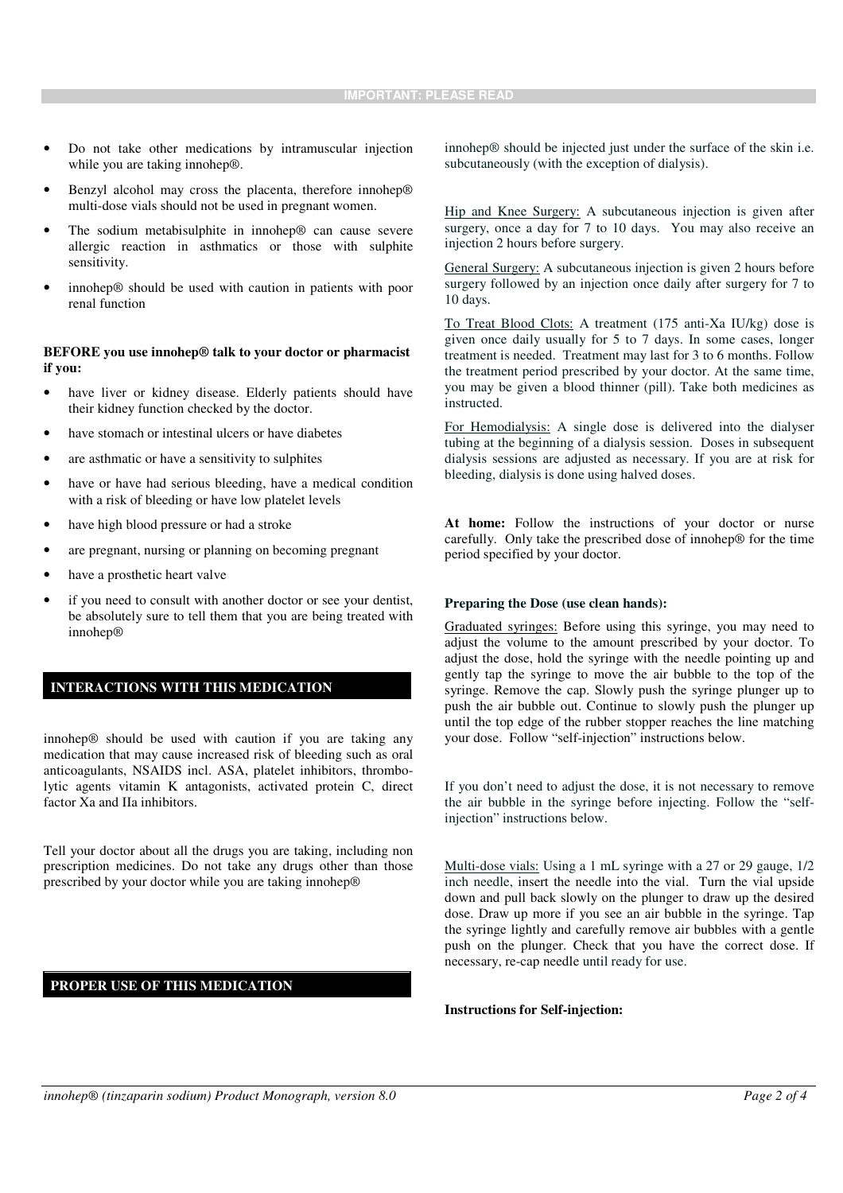- Do not take other medications by intramuscular injection while you are taking innohep®.
- Benzyl alcohol may cross the placenta, therefore innohep® multi-dose vials should not be used in pregnant women.
- The sodium metabisulphite in innohep® can cause severe allergic reaction in asthmatics or those with sulphite sensitivity.
- innohep® should be used with caution in patients with poor renal function

**BEFORE you use innohep® talk to your doctor or pharmacist if you:**

- have liver or kidney disease. Elderly patients should have their kidney function checked by the doctor.
- have stomach or intestinal ulcers or have diabetes
- are asthmatic or have a sensitivity to sulphites
- have or have had serious bleeding, have a medical condition with a risk of bleeding or have low platelet levels
- have high blood pressure or had a stroke
- are pregnant, nursing or planning on becoming pregnant
- have a prosthetic heart valve
- if you need to consult with another doctor or see your dentist, be absolutely sure to tell them that you are being treated with innohep®

## INTERACTIONS WITH THIS MEDICATION

innohep® should be used with caution if you are taking any medication that may cause increased risk of bleeding such as oral anticoagulants, NSAIDS incl. ASA, platelet inhibitors, thrombolytic agents vitamin K antagonists, activated protein C, direct factor Xa and IIa inhibitors.

Tell your doctor about all the drugs you are taking, including non prescription medicines. Do not take any drugs other than those prescribed by your doctor while you are taking innohep®

## PROPER USE OF THIS MEDICATION

innohep® should be injected just under the surface of the skin i.e. subcutaneously (with the exception of dialysis).

Hip and Knee Surgery: A subcutaneous injection is given after surgery, once a day for 7 to 10 days. You may also receive an injection 2 hours before surgery.

General Surgery: A subcutaneous injection is given 2 hours before surgery followed by an injection once daily after surgery for 7 to 10 days.

To Treat Blood Clots: A treatment (175 anti-Xa IU/kg) dose is given once daily usually for 5 to 7 days. In some cases, longer treatment is needed. Treatment may last for 3 to 6 months. Follow the treatment period prescribed by your doctor. At the same time, you may be given a blood thinner (pill). Take both medicines as instructed.

For Hemodialysis: A single dose is delivered into the dialyser tubing at the beginning of a dialysis session. Doses in subsequent dialysis sessions are adjusted as necessary. If you are at risk for bleeding, dialysis is done using halved doses.

**At home:** Follow the instructions of your doctor or nurse carefully. Only take the prescribed dose of innohep® for the time period specified by your doctor.

**Preparing the Dose (use clean hands):**

Graduated syringes: Before using this syringe, you may need to adjust the volume to the amount prescribed by your doctor. To adjust the dose, hold the syringe with the needle pointing up and gently tap the syringe to move the air bubble to the top of the syringe. Remove the cap. Slowly push the syringe plunger up to push the air bubble out. Continue to slowly push the plunger up until the top edge of the rubber stopper reaches the line matching your dose. Follow "self-injection" instructions below.

If you don't need to adjust the dose, it is not necessary to remove the air bubble in the syringe before injecting. Follow the "self-injection" instructions below.

Multi-dose vials: Using a 1 mL syringe with a 27 or 29 gauge, 1/2 inch needle, insert the needle into the vial. Turn the vial upside down and pull back slowly on the plunger to draw up the desired dose. Draw up more if you see an air bubble in the syringe. Tap the syringe lightly and carefully remove air bubbles with a gentle push on the plunger. Check that you have the correct dose. If necessary, re-cap needle until ready for use.

**Instructions for Self-injection:**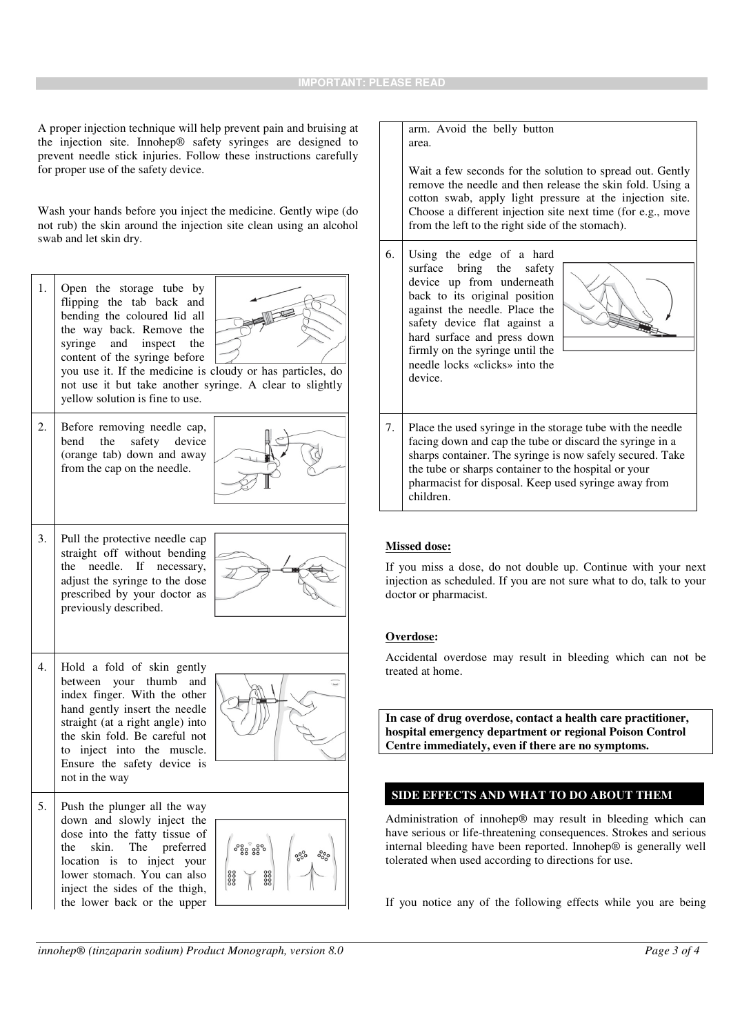IMPORTANT: PLEASE READ

A proper injection technique will help prevent pain and bruising at the injection site. Innohep® safety syringes are designed to prevent needle stick injuries. Follow these instructions carefully for proper use of the safety device.

Wash your hands before you inject the medicine. Gently wipe (do not rub) the skin around the injection site clean using an alcohol swab and let skin dry.

| | |
|---|---|
| 1. | Open the storage tube by flipping the tab back and bending the coloured lid all the way back. Remove the syringe and inspect the content of the syringe before you use it. If the medicine is cloudy or has particles, do not use it but take another syringe. A clear to slightly yellow solution is fine to use. |
| 2. | Before removing needle cap, bend the safety device (orange tab) down and away from the cap on the needle. |
| 3. | Pull the protective needle cap straight off without bending the needle. If necessary, adjust the syringe to the dose prescribed by your doctor as previously described. |
| 4. | Hold a fold of skin gently between your thumb and index finger. With the other hand gently insert the needle straight (at a right angle) into the skin fold. Be careful not to inject into the muscle. Ensure the safety device is not in the way |
| 5. | Push the plunger all the way down and slowly inject the dose into the fatty tissue of the skin. The preferred location is to inject your lower stomach. You can also inject the sides of the thigh, the lower back or the upper arm. Avoid the belly button area.<br><br>Wait a few seconds for the solution to spread out. Gently remove the needle and then release the skin fold. Using a cotton swab, apply light pressure at the injection site. Choose a different injection site next time (for e.g., move from the left to the right side of the stomach). |
| 6. | Using the edge of a hard surface bring the safety device up from underneath back to its original position against the needle. Place the safety device flat against a hard surface and press down firmly on the syringe until the needle locks «clicks» into the device. |
| 7. | Place the used syringe in the storage tube with the needle facing down and cap the tube or discard the syringe in a sharps container. The syringe is now safely secured. Take the tube or sharps container to the hospital or your pharmacist for disposal. Keep used syringe away from children. |

**Missed dose:**

If you miss a dose, do not double up. Continue with your next injection as scheduled. If you are not sure what to do, talk to your doctor or pharmacist.

**Overdose:**

Accidental overdose may result in bleeding which can not be treated at home.

**In case of drug overdose, contact a health care practitioner, hospital emergency department or regional Poison Control Centre immediately, even if there are no symptoms.**

## SIDE EFFECTS AND WHAT TO DO ABOUT THEM

Administration of innohep® may result in bleeding which can have serious or life-threatening consequences. Strokes and serious internal bleeding have been reported. Innohep® is generally well tolerated when used according to directions for use.

If you notice any of the following effects while you are being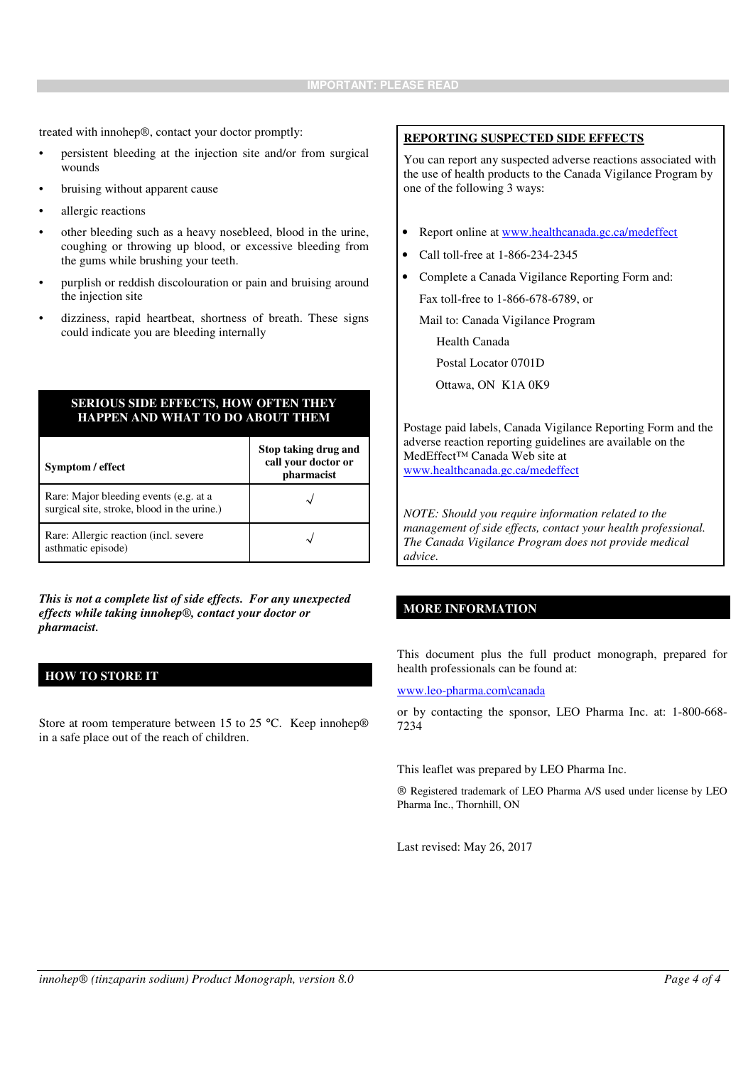treated with innohep®, contact your doctor promptly:

- persistent bleeding at the injection site and/or from surgical wounds
- bruising without apparent cause
- allergic reactions
- other bleeding such as a heavy nosebleed, blood in the urine, coughing or throwing up blood, or excessive bleeding from the gums while brushing your teeth.
- purplish or reddish discolouration or pain and bruising around the injection site
- dizziness, rapid heartbeat, shortness of breath. These signs could indicate you are bleeding internally

**SERIOUS SIDE EFFECTS, HOW OFTEN THEY HAPPEN AND WHAT TO DO ABOUT THEM**

| Symptom / effect | Stop taking drug and call your doctor or pharmacist |
|---|---|
| Rare: Major bleeding events (e.g. at a surgical site, stroke, blood in the urine.) | √ |
| Rare: Allergic reaction (incl. severe asthmatic episode) | √ |

***This is not a complete list of side effects. For any unexpected effects while taking innohep®, contact your doctor or pharmacist.***

## HOW TO STORE IT

Store at room temperature between 15 to 25 °C. Keep innohep® in a safe place out of the reach of children.

## REPORTING SUSPECTED SIDE EFFECTS

You can report any suspected adverse reactions associated with the use of health products to the Canada Vigilance Program by one of the following 3 ways:

- Report online at www.healthcanada.gc.ca/medeffect
- Call toll-free at 1-866-234-2345
- Complete a Canada Vigilance Reporting Form and:

  Fax toll-free to 1-866-678-6789, or

  Mail to: Canada Vigilance Program
  Health Canada
  Postal Locator 0701D
  Ottawa, ON K1A 0K9

Postage paid labels, Canada Vigilance Reporting Form and the adverse reaction reporting guidelines are available on the MedEffect™ Canada Web site at www.healthcanada.gc.ca/medeffect

*NOTE: Should you require information related to the management of side effects, contact your health professional. The Canada Vigilance Program does not provide medical advice.*

## MORE INFORMATION

This document plus the full product monograph, prepared for health professionals can be found at:

www.leo-pharma.com\canada

or by contacting the sponsor, LEO Pharma Inc. at: 1-800-668-7234

This leaflet was prepared by LEO Pharma Inc.

® Registered trademark of LEO Pharma A/S used under license by LEO Pharma Inc., Thornhill, ON

Last revised: May 26, 2017